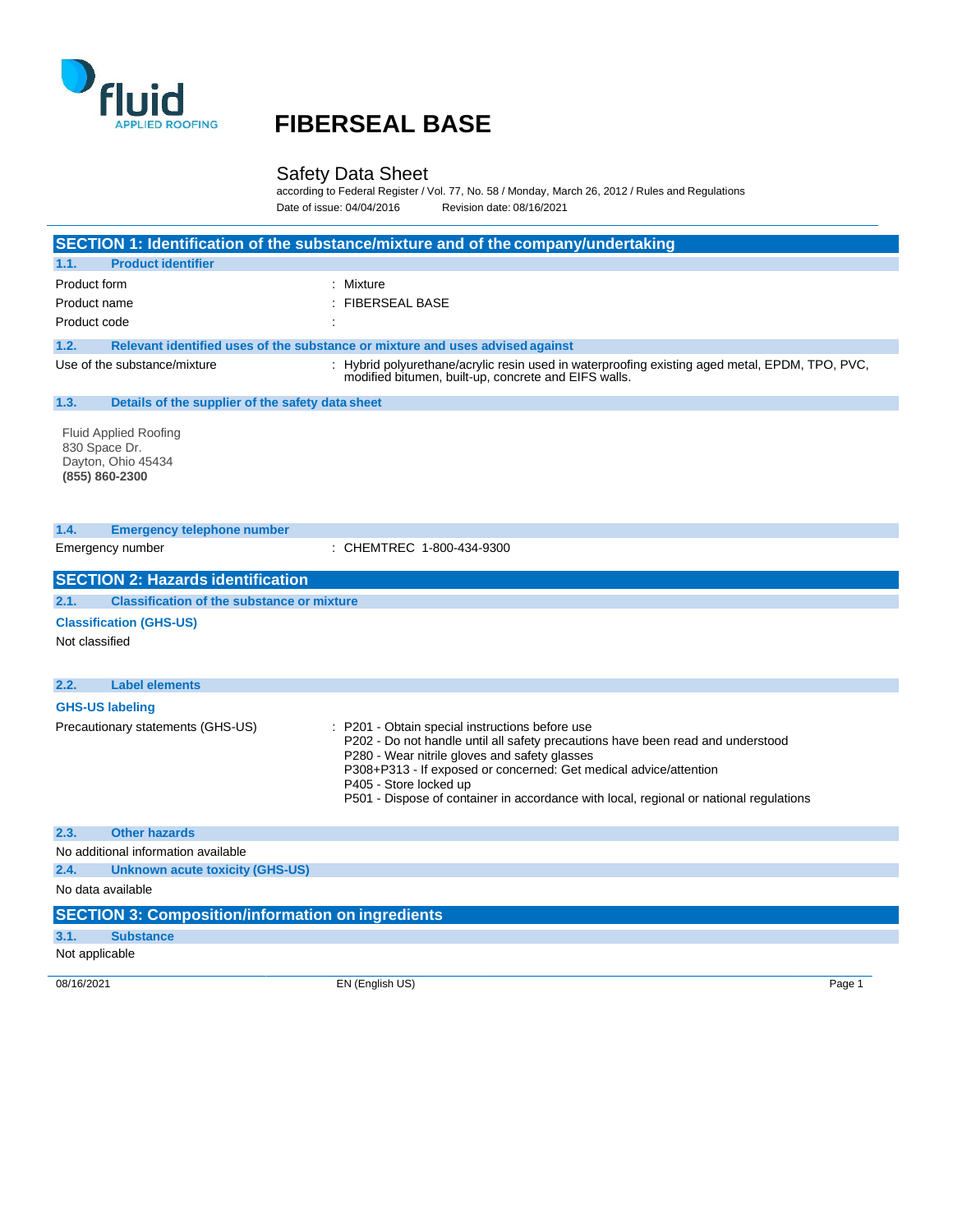fluid
APPLIED ROOFING

# FIBERSEAL BASE

## Safety Data Sheet

according to Federal Register / Vol. 77, No. 58 / Monday, March 26, 2012 / Rules and Regulations

Date of issue: 04/04/2016 Revision date: 08/16/2021

## SECTION 1: Identification of the substance/mixture and of the company/undertaking

### 1.1. Product identifier

Product form : Mixture

Product name : FIBERSEAL BASE

Product code :

### 1.2. Relevant identified uses of the substance or mixture and uses advised against

Use of the substance/mixture : Hybrid polyurethane/acrylic resin used in waterproofing existing aged metal, EPDM, TPO, PVC, modified bitumen, built-up, concrete and EIFS walls.

### 1.3. Details of the supplier of the safety data sheet

Fluid Applied Roofing
830 Space Dr.
Dayton, Ohio 45434
**(855) 860-2300**

### 1.4. Emergency telephone number

Emergency number : CHEMTREC 1-800-434-9300

## SECTION 2: Hazards identification

### 2.1. Classification of the substance or mixture

**Classification (GHS-US)**

Not classified

### 2.2. Label elements

**GHS-US labeling**

Precautionary statements (GHS-US) :
P201 - Obtain special instructions before use
P202 - Do not handle until all safety precautions have been read and understood
P280 - Wear nitrile gloves and safety glasses
P308+P313 - If exposed or concerned: Get medical advice/attention
P405 - Store locked up
P501 - Dispose of container in accordance with local, regional or national regulations

### 2.3. Other hazards

No additional information available

### 2.4. Unknown acute toxicity (GHS-US)

No data available

## SECTION 3: Composition/information on ingredients

### 3.1. Substance

Not applicable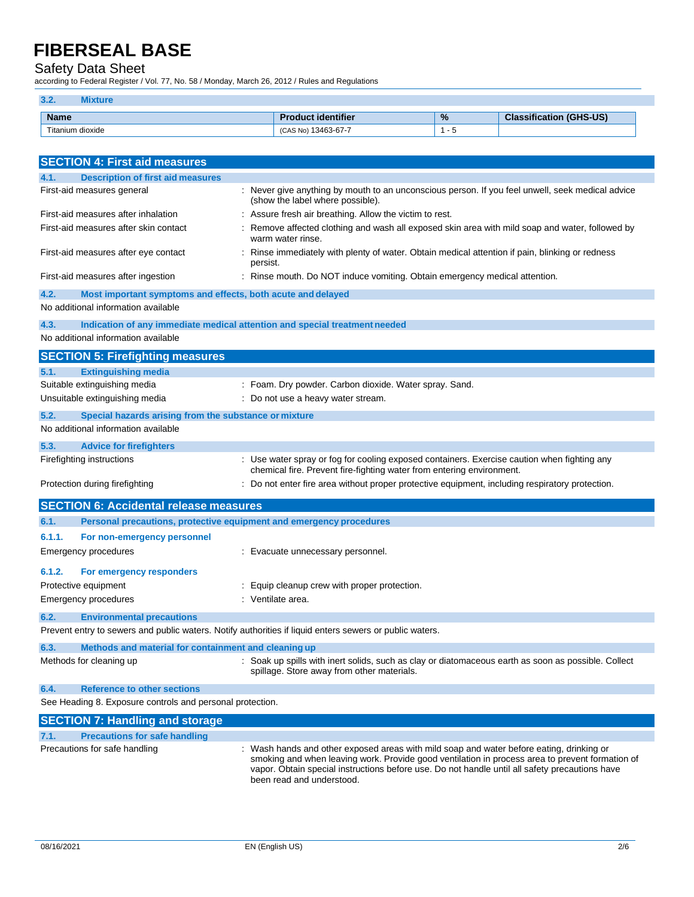### 3.2. Mixture

| Name | Product identifier | % | Classification (GHS-US) |
|---|---|---|---|
| Titanium dioxide | (CAS No) 13463-67-7 | 1 - 5 | |

## SECTION 4: First aid measures

### 4.1. Description of first aid measures

First-aid measures general : Never give anything by mouth to an unconscious person. If you feel unwell, seek medical advice (show the label where possible).

First-aid measures after inhalation : Assure fresh air breathing. Allow the victim to rest.

First-aid measures after skin contact : Remove affected clothing and wash all exposed skin area with mild soap and water, followed by warm water rinse.

First-aid measures after eye contact : Rinse immediately with plenty of water. Obtain medical attention if pain, blinking or redness persist.

First-aid measures after ingestion : Rinse mouth. Do NOT induce vomiting. Obtain emergency medical attention.

### 4.2. Most important symptoms and effects, both acute and delayed

No additional information available

### 4.3. Indication of any immediate medical attention and special treatment needed

No additional information available

## SECTION 5: Firefighting measures

### 5.1. Extinguishing media

Suitable extinguishing media : Foam. Dry powder. Carbon dioxide. Water spray. Sand.

Unsuitable extinguishing media : Do not use a heavy water stream.

### 5.2. Special hazards arising from the substance or mixture

No additional information available

### 5.3. Advice for firefighters

Firefighting instructions : Use water spray or fog for cooling exposed containers. Exercise caution when fighting any chemical fire. Prevent fire-fighting water from entering environment.

Protection during firefighting : Do not enter fire area without proper protective equipment, including respiratory protection.

## SECTION 6: Accidental release measures

### 6.1. Personal precautions, protective equipment and emergency procedures

#### 6.1.1. For non-emergency personnel

Emergency procedures : Evacuate unnecessary personnel.

#### 6.1.2. For emergency responders

Protective equipment : Equip cleanup crew with proper protection.

Emergency procedures : Ventilate area.

### 6.2. Environmental precautions

Prevent entry to sewers and public waters. Notify authorities if liquid enters sewers or public waters.

### 6.3. Methods and material for containment and cleaning up

Methods for cleaning up : Soak up spills with inert solids, such as clay or diatomaceous earth as soon as possible. Collect spillage. Store away from other materials.

### 6.4. Reference to other sections

See Heading 8. Exposure controls and personal protection.

## SECTION 7: Handling and storage

### 7.1. Precautions for safe handling

Precautions for safe handling : Wash hands and other exposed areas with mild soap and water before eating, drinking or smoking and when leaving work. Provide good ventilation in process area to prevent formation of vapor. Obtain special instructions before use. Do not handle until all safety precautions have been read and understood.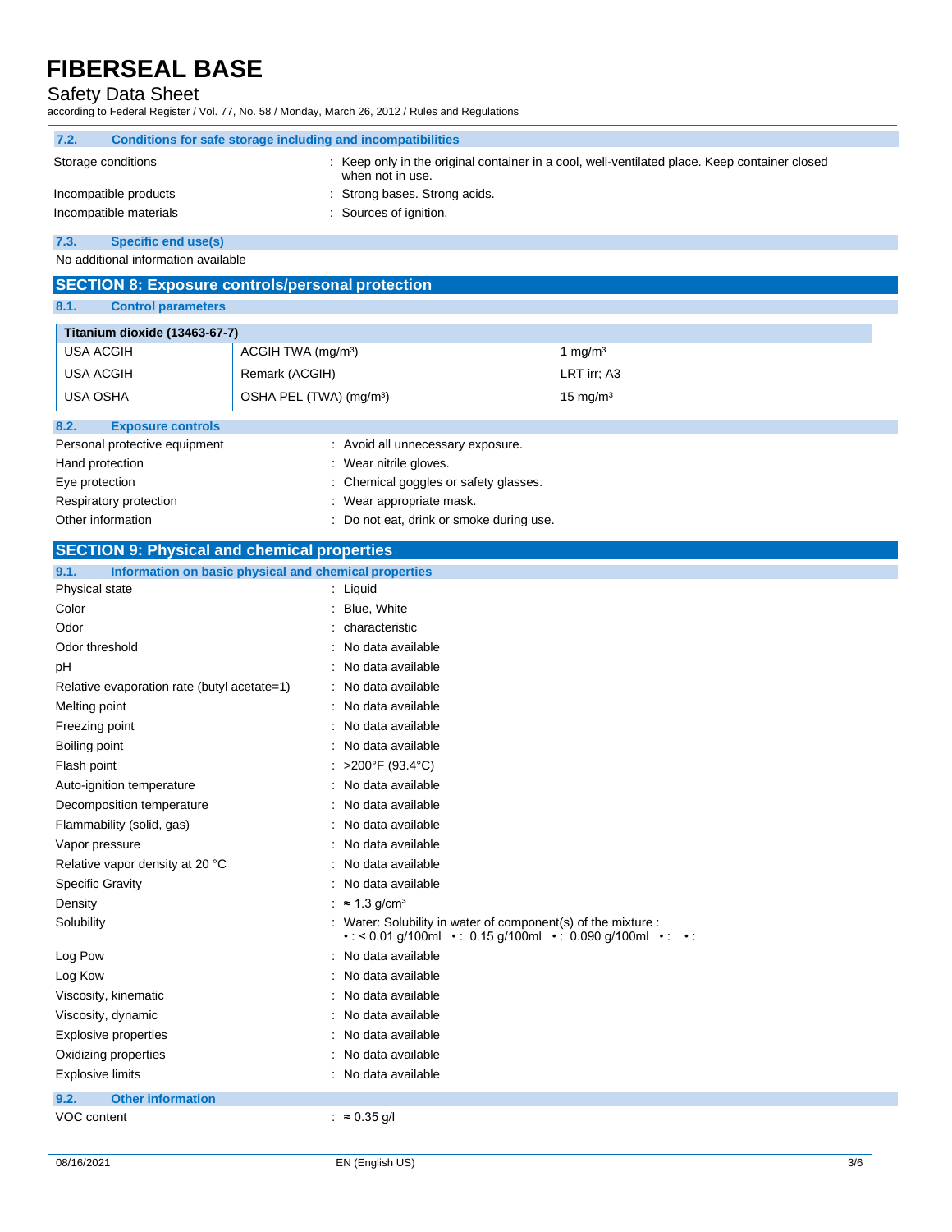### 7.2. Conditions for safe storage including and incompatibilities

Storage conditions : Keep only in the original container in a cool, well-ventilated place. Keep container closed when not in use.

Incompatible products : Strong bases. Strong acids.

Incompatible materials : Sources of ignition.

### 7.3. Specific end use(s)

No additional information available

## SECTION 8: Exposure controls/personal protection

### 8.1. Control parameters

| Titanium dioxide (13463-67-7) | | |
|---|---|---|
| USA ACGIH | ACGIH TWA (mg/m³) | 1 mg/m³ |
| USA ACGIH | Remark (ACGIH) | LRT irr; A3 |
| USA OSHA | OSHA PEL (TWA) (mg/m³) | 15 mg/m³ |

### 8.2. Exposure controls

Personal protective equipment : Avoid all unnecessary exposure.

Hand protection : Wear nitrile gloves.

Eye protection : Chemical goggles or safety glasses.

Respiratory protection : Wear appropriate mask.

Other information : Do not eat, drink or smoke during use.

## SECTION 9: Physical and chemical properties

### 9.1. Information on basic physical and chemical properties

Physical state : Liquid

Color : Blue, White

Odor : characteristic

Odor threshold : No data available

pH : No data available

Relative evaporation rate (butyl acetate=1) : No data available

Melting point : No data available

Freezing point : No data available

Boiling point : No data available

Flash point : >200°F (93.4°C)

Auto-ignition temperature : No data available

Decomposition temperature : No data available

Flammability (solid, gas) : No data available

Vapor pressure : No data available

Relative vapor density at 20 °C : No data available

Specific Gravity : No data available

Density : ≈ 1.3 g/cm³

Solubility : Water: Solubility in water of component(s) of the mixture :
• : < 0.01 g/100ml • : 0.15 g/100ml • : 0.090 g/100ml • : • :

Log Pow : No data available

Log Kow : No data available

Viscosity, kinematic : No data available

Viscosity, dynamic : No data available

Explosive properties : No data available

Oxidizing properties : No data available

Explosive limits : No data available

### 9.2. Other information

VOC content : ≈ 0.35 g/l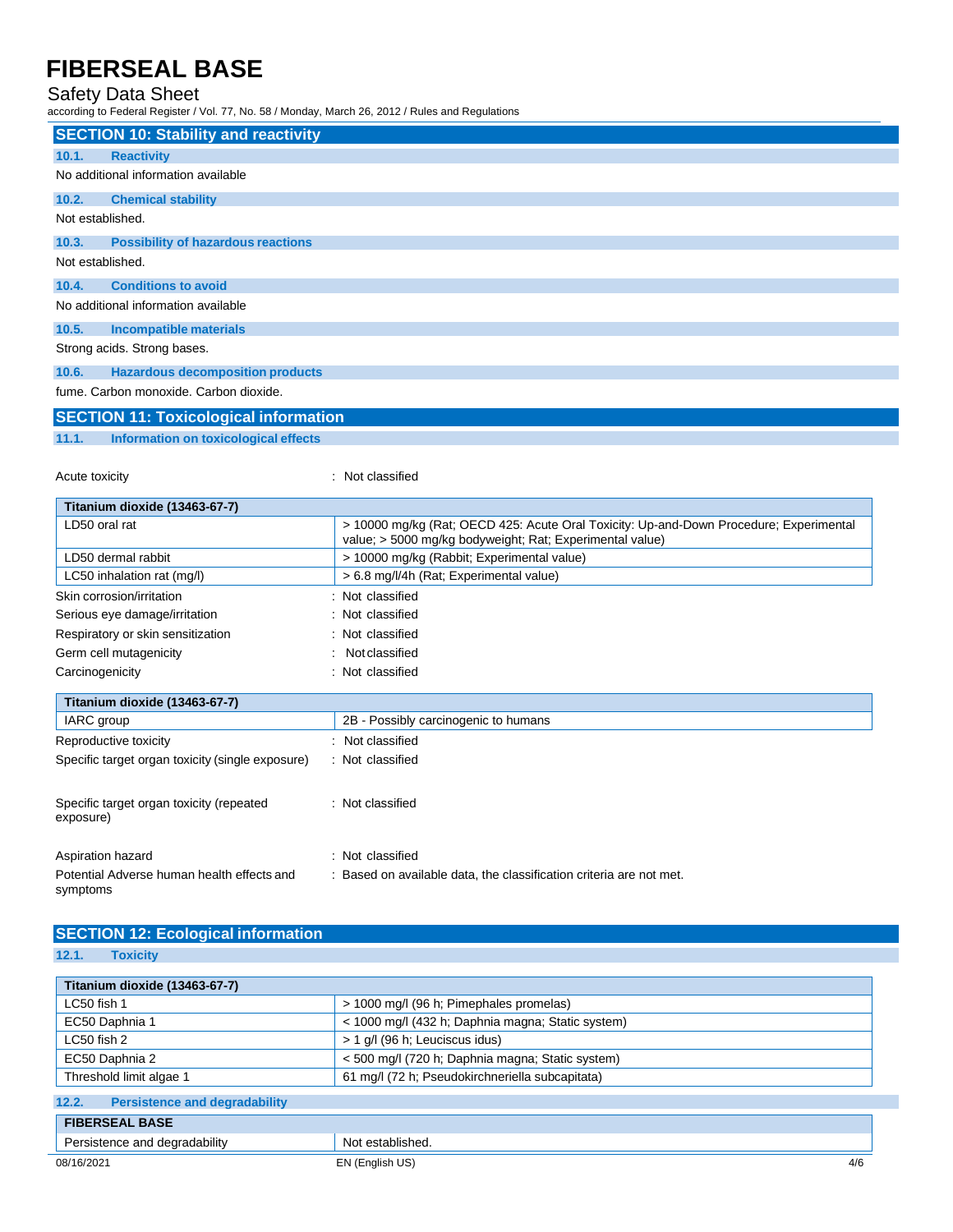## SECTION 10: Stability and reactivity

### 10.1. Reactivity

No additional information available

### 10.2. Chemical stability

Not established.

### 10.3. Possibility of hazardous reactions

Not established.

### 10.4. Conditions to avoid

No additional information available

### 10.5. Incompatible materials

Strong acids. Strong bases.

### 10.6. Hazardous decomposition products

fume. Carbon monoxide. Carbon dioxide.

## SECTION 11: Toxicological information

### 11.1. Information on toxicological effects

Acute toxicity : Not classified

| Titanium dioxide (13463-67-7) | |
|---|---|
| LD50 oral rat | > 10000 mg/kg (Rat; OECD 425: Acute Oral Toxicity: Up-and-Down Procedure; Experimental value; > 5000 mg/kg bodyweight; Rat; Experimental value) |
| LD50 dermal rabbit | > 10000 mg/kg (Rabbit; Experimental value) |
| LC50 inhalation rat (mg/l) | > 6.8 mg/l/4h (Rat; Experimental value) |

Skin corrosion/irritation : Not classified

Serious eye damage/irritation : Not classified

Respiratory or skin sensitization : Not classified

Germ cell mutagenicity : Not classified

Carcinogenicity : Not classified

| Titanium dioxide (13463-67-7) | |
|---|---|
| IARC group | 2B - Possibly carcinogenic to humans |

Reproductive toxicity : Not classified

Specific target organ toxicity (single exposure) : Not classified

Specific target organ toxicity (repeated exposure) : Not classified

Aspiration hazard : Not classified

Potential Adverse human health effects and symptoms : Based on available data, the classification criteria are not met.

## SECTION 12: Ecological information

### 12.1. Toxicity

| Titanium dioxide (13463-67-7) | |
|---|---|
| LC50 fish 1 | > 1000 mg/l (96 h; Pimephales promelas) |
| EC50 Daphnia 1 | < 1000 mg/l (432 h; Daphnia magna; Static system) |
| LC50 fish 2 | > 1 g/l (96 h; Leuciscus idus) |
| EC50 Daphnia 2 | < 500 mg/l (720 h; Daphnia magna; Static system) |
| Threshold limit algae 1 | 61 mg/l (72 h; Pseudokirchneriella subcapitata) |

### 12.2. Persistence and degradability

| FIBERSEAL BASE | |
|---|---|
| Persistence and degradability | Not established. |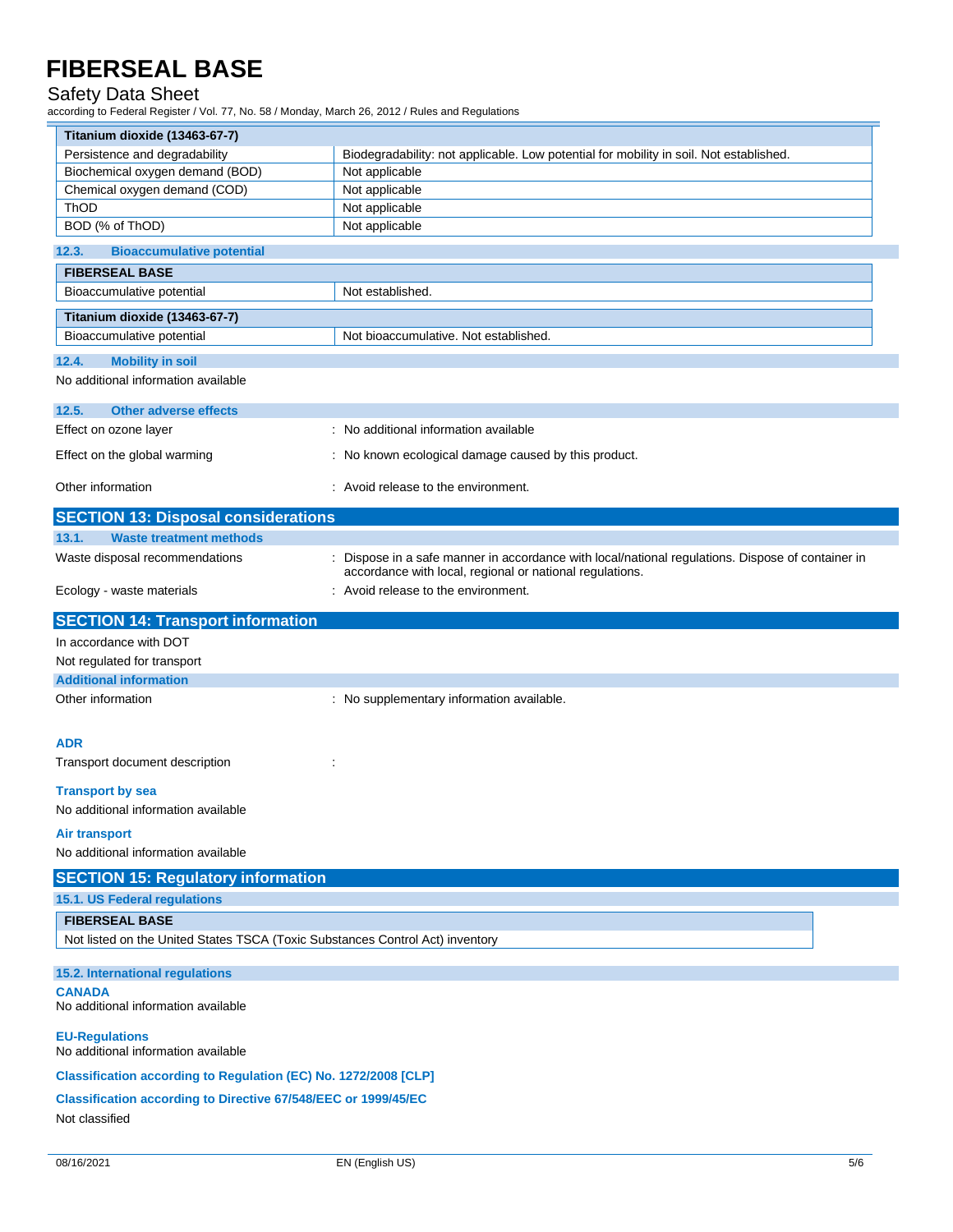| Titanium dioxide (13463-67-7) | |
|---|---|
| Persistence and degradability | Biodegradability: not applicable. Low potential for mobility in soil. Not established. |
| Biochemical oxygen demand (BOD) | Not applicable |
| Chemical oxygen demand (COD) | Not applicable |
| ThOD | Not applicable |
| BOD (% of ThOD) | Not applicable |

### 12.3. Bioaccumulative potential

| FIBERSEAL BASE | |
|---|---|
| Bioaccumulative potential | Not established. |

| Titanium dioxide (13463-67-7) | |
|---|---|
| Bioaccumulative potential | Not bioaccumulative. Not established. |

### 12.4. Mobility in soil

No additional information available

### 12.5. Other adverse effects

Effect on ozone layer : No additional information available

Effect on the global warming : No known ecological damage caused by this product.

Other information : Avoid release to the environment.

## SECTION 13: Disposal considerations

### 13.1. Waste treatment methods

Waste disposal recommendations : Dispose in a safe manner in accordance with local/national regulations. Dispose of container in accordance with local, regional or national regulations.

Ecology - waste materials : Avoid release to the environment.

## SECTION 14: Transport information

In accordance with DOT

Not regulated for transport

### Additional information

Other information : No supplementary information available.

**ADR**

Transport document description :

**Transport by sea**

No additional information available

**Air transport**

No additional information available

## SECTION 15: Regulatory information

### 15.1. US Federal regulations

| FIBERSEAL BASE |
|---|
| Not listed on the United States TSCA (Toxic Substances Control Act) inventory |

### 15.2. International regulations

**CANADA**

No additional information available

**EU-Regulations**

No additional information available

**Classification according to Regulation (EC) No. 1272/2008 [CLP]**

**Classification according to Directive 67/548/EEC or 1999/45/EC**

Not classified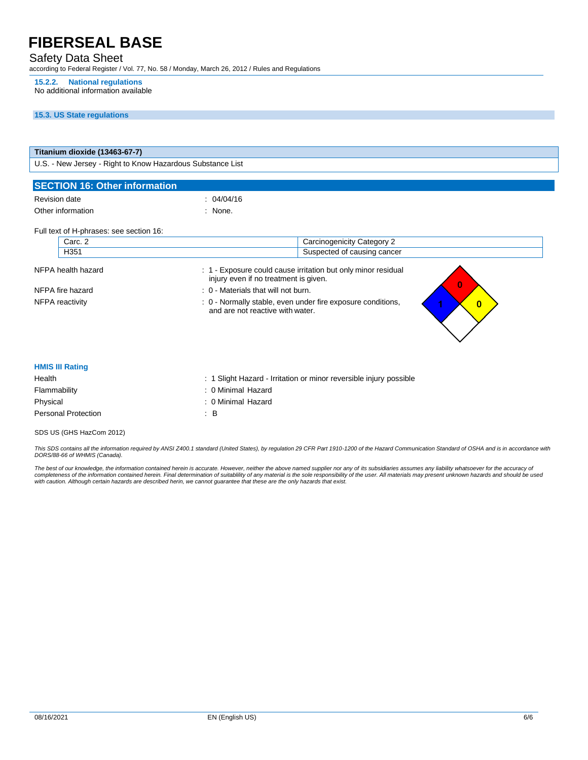### 15.2.2. National regulations

No additional information available

### 15.3. US State regulations

| Titanium dioxide (13463-67-7) |
|---|
| U.S. - New Jersey - Right to Know Hazardous Substance List |

## SECTION 16: Other information

Revision date : 04/04/16

Other information : None.

Full text of H-phrases: see section 16:

| | |
|---|---|
| Carc. 2 | Carcinogenicity Category 2 |
| H351 | Suspected of causing cancer |

NFPA health hazard : 1 - Exposure could cause irritation but only minor residual injury even if no treatment is given.

NFPA fire hazard : 0 - Materials that will not burn.

NFPA reactivity : 0 - Normally stable, even under fire exposure conditions, and are not reactive with water.

0

1

0

### HMIS III Rating

Health : 1 Slight Hazard - Irritation or minor reversible injury possible

Flammability : 0 Minimal Hazard

Physical : 0 Minimal Hazard

Personal Protection : B

SDS US (GHS HazCom 2012)

*This SDS contains all the information required by ANSI Z400.1 standard (United States), by regulation 29 CFR Part 1910-1200 of the Hazard Communication Standard of OSHA and is in accordance with DORS/88-66 of WHMIS (Canada).*

*The best of our knowledge, the information contained herein is accurate. However, neither the above named supplier nor any of its subsidiaries assumes any liability whatsoever for the accuracy of completeness of the information contained herein. Final determination of suitablility of any material is the sole responsibility of the user. All materials may present unknown hazards and should be used with caution. Although certain hazards are described herin, we cannot guarantee that these are the only hazards that exist.*